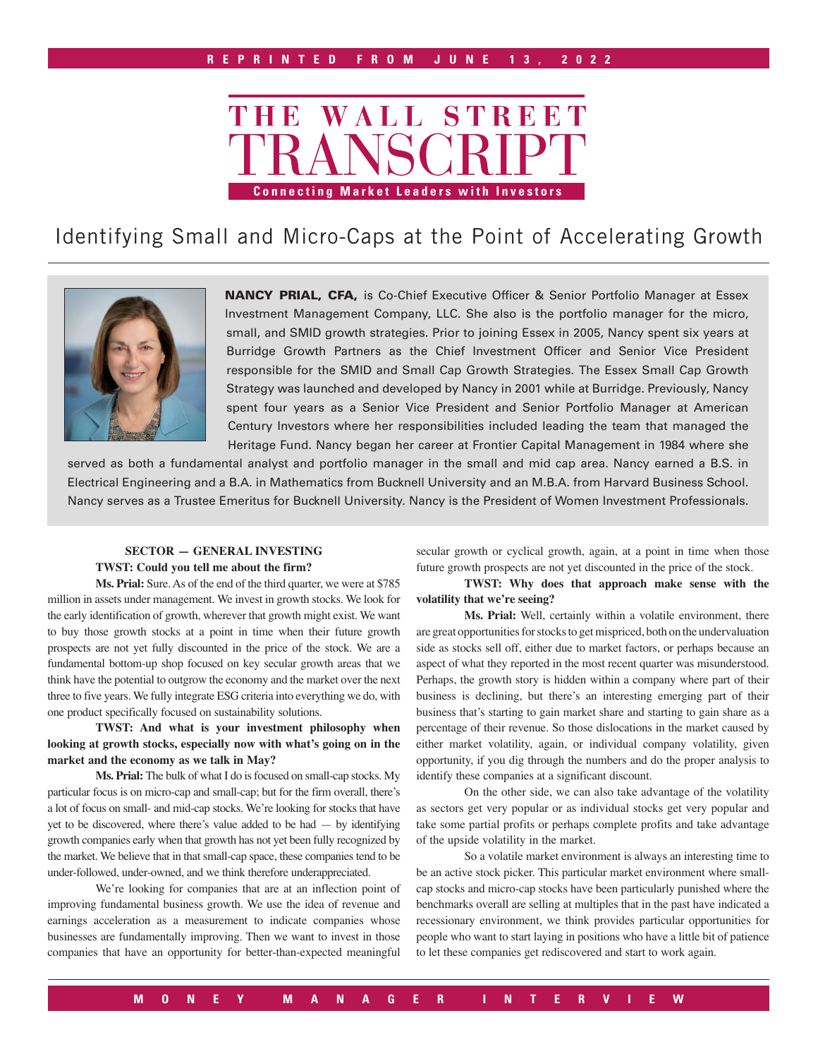REPRINTED FROM JUNE 13, 2022

# THE WALL STREET TRANSCRIPT

Connecting Market Leaders with Investors

## Identifying Small and Micro-Caps at the Point of Accelerating Growth

**NANCY PRIAL, CFA,** is Co-Chief Executive Officer & Senior Portfolio Manager at Essex Investment Management Company, LLC. She also is the portfolio manager for the micro, small, and SMID growth strategies. Prior to joining Essex in 2005, Nancy spent six years at Burridge Growth Partners as the Chief Investment Officer and Senior Vice President responsible for the SMID and Small Cap Growth Strategies. The Essex Small Cap Growth Strategy was launched and developed by Nancy in 2001 while at Burridge. Previously, Nancy spent four years as a Senior Vice President and Senior Portfolio Manager at American Century Investors where her responsibilities included leading the team that managed the Heritage Fund. Nancy began her career at Frontier Capital Management in 1984 where she served as both a fundamental analyst and portfolio manager in the small and mid cap area. Nancy earned a B.S. in Electrical Engineering and a B.A. in Mathematics from Bucknell University and an M.B.A. from Harvard Business School. Nancy serves as a Trustee Emeritus for Bucknell University. Nancy is the President of Women Investment Professionals.

**SECTOR — GENERAL INVESTING**

**TWST: Could you tell me about the firm?**

**Ms. Prial:** Sure. As of the end of the third quarter, we were at $785 million in assets under management. We invest in growth stocks. We look for the early identification of growth, wherever that growth might exist. We want to buy those growth stocks at a point in time when their future growth prospects are not yet fully discounted in the price of the stock. We are a fundamental bottom-up shop focused on key secular growth areas that we think have the potential to outgrow the economy and the market over the next three to five years. We fully integrate ESG criteria into everything we do, with one product specifically focused on sustainability solutions.

**TWST: And what is your investment philosophy when looking at growth stocks, especially now with what's going on in the market and the economy as we talk in May?**

**Ms. Prial:** The bulk of what I do is focused on small-cap stocks. My particular focus is on micro-cap and small-cap; but for the firm overall, there's a lot of focus on small- and mid-cap stocks. We're looking for stocks that have yet to be discovered, where there's value added to be had — by identifying growth companies early when that growth has not yet been fully recognized by the market. We believe that in that small-cap space, these companies tend to be under-followed, under-owned, and we think therefore underappreciated.

We're looking for companies that are at an inflection point of improving fundamental business growth. We use the idea of revenue and earnings acceleration as a measurement to indicate companies whose businesses are fundamentally improving. Then we want to invest in those companies that have an opportunity for better-than-expected meaningful secular growth or cyclical growth, again, at a point in time when those future growth prospects are not yet discounted in the price of the stock.

**TWST: Why does that approach make sense with the volatility that we're seeing?**

**Ms. Prial:** Well, certainly within a volatile environment, there are great opportunities for stocks to get mispriced, both on the undervaluation side as stocks sell off, either due to market factors, or perhaps because an aspect of what they reported in the most recent quarter was misunderstood. Perhaps, the growth story is hidden within a company where part of their business is declining, but there's an interesting emerging part of their business that's starting to gain market share and starting to gain share as a percentage of their revenue. So those dislocations in the market caused by either market volatility, again, or individual company volatility, given opportunity, if you dig through the numbers and do the proper analysis to identify these companies at a significant discount.

On the other side, we can also take advantage of the volatility as sectors get very popular or as individual stocks get very popular and take some partial profits or perhaps complete profits and take advantage of the upside volatility in the market.

So a volatile market environment is always an interesting time to be an active stock picker. This particular market environment where small-cap stocks and micro-cap stocks have been particularly punished where the benchmarks overall are selling at multiples that in the past have indicated a recessionary environment, we think provides particular opportunities for people who want to start laying in positions who have a little bit of patience to let these companies get rediscovered and start to work again.

MONEY MANAGER INTERVIEW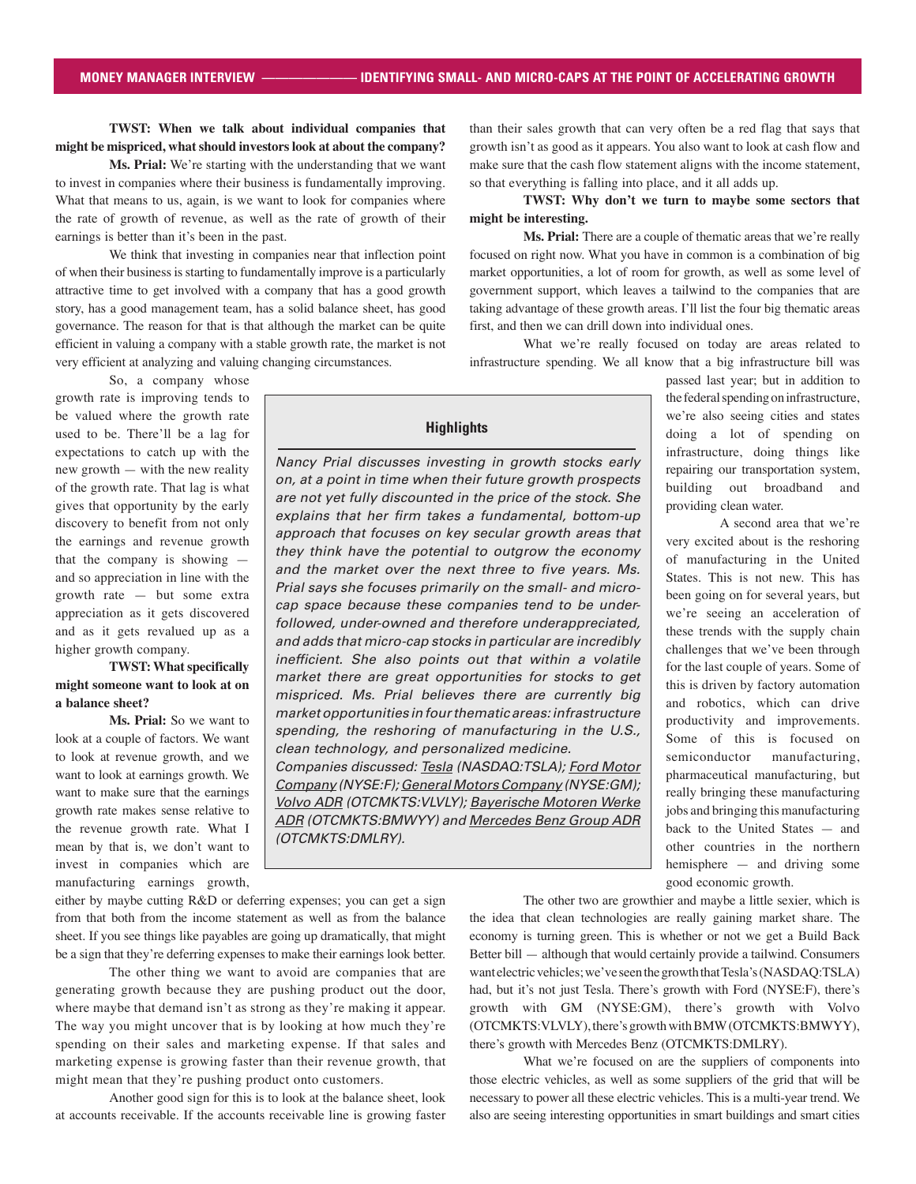**TWST: When we talk about individual companies that might be mispriced, what should investors look at about the company?**

**Ms. Prial:** We're starting with the understanding that we want to invest in companies where their business is fundamentally improving. What that means to us, again, is we want to look for companies where the rate of growth of revenue, as well as the rate of growth of their earnings is better than it's been in the past.

We think that investing in companies near that inflection point of when their business is starting to fundamentally improve is a particularly attractive time to get involved with a company that has a good growth story, has a good management team, has a solid balance sheet, has good governance. The reason for that is that although the market can be quite efficient in valuing a company with a stable growth rate, the market is not very efficient at analyzing and valuing changing circumstances.

So, a company whose growth rate is improving tends to be valued where the growth rate used to be. There'll be a lag for expectations to catch up with the new growth — with the new reality of the growth rate. That lag is what gives that opportunity by the early discovery to benefit from not only the earnings and revenue growth that the company is showing — and so appreciation in line with the growth rate — but some extra appreciation as it gets discovered and as it gets revalued up as a higher growth company.

**TWST: What specifically might someone want to look at on a balance sheet?**

**Ms. Prial:** So we want to look at a couple of factors. We want to look at revenue growth, and we want to look at earnings growth. We want to make sure that the earnings growth rate makes sense relative to the revenue growth rate. What I mean by that is, we don't want to invest in companies which are manufacturing earnings growth, either by maybe cutting R&D or deferring expenses; you can get a sign from that both from the income statement as well as from the balance sheet. If you see things like payables are going up dramatically, that might be a sign that they're deferring expenses to make their earnings look better.

The other thing we want to avoid are companies that are generating growth because they are pushing product out the door, where maybe that demand isn't as strong as they're making it appear. The way you might uncover that is by looking at how much they're spending on their sales and marketing expense. If that sales and marketing expense is growing faster than their revenue growth, that might mean that they're pushing product onto customers.

Another good sign for this is to look at the balance sheet, look at accounts receivable. If the accounts receivable line is growing faster than their sales growth that can very often be a red flag that says that growth isn't as good as it appears. You also want to look at cash flow and make sure that the cash flow statement aligns with the income statement, so that everything is falling into place, and it all adds up.

**TWST: Why don't we turn to maybe some sectors that might be interesting.**

**Ms. Prial:** There are a couple of thematic areas that we're really focused on right now. What you have in common is a combination of big market opportunities, a lot of room for growth, as well as some level of government support, which leaves a tailwind to the companies that are taking advantage of these growth areas. I'll list the four big thematic areas first, and then we can drill down into individual ones.

What we're really focused on today are areas related to infrastructure spending. We all know that a big infrastructure bill was passed last year; but in addition to the federal spending on infrastructure, we're also seeing cities and states doing a lot of spending on infrastructure, doing things like repairing our transportation system, building out broadband and providing clean water.

A second area that we're very excited about is the reshoring of manufacturing in the United States. This is not new. This has been going on for several years, but we're seeing an acceleration of these trends with the supply chain challenges that we've been through for the last couple of years. Some of this is driven by factory automation and robotics, which can drive productivity and improvements. Some of this is focused on semiconductor manufacturing, pharmaceutical manufacturing, but really bringing these manufacturing jobs and bringing this manufacturing back to the United States — and other countries in the northern hemisphere — and driving some good economic growth.

The other two are growthier and maybe a little sexier, which is the idea that clean technologies are really gaining market share. The economy is turning green. This is whether or not we get a Build Back Better bill — although that would certainly provide a tailwind. Consumers want electric vehicles; we've seen the growth that Tesla's (NASDAQ:TSLA) had, but it's not just Tesla. There's growth with Ford (NYSE:F), there's growth with GM (NYSE:GM), there's growth with Volvo (OTCMKTS:VLVLY), there's growth with BMW (OTCMKTS:BMWYY), there's growth with Mercedes Benz (OTCMKTS:DMLRY).

What we're focused on are the suppliers of components into those electric vehicles, as well as some suppliers of the grid that will be necessary to power all these electric vehicles. This is a multi-year trend. We also are seeing interesting opportunities in smart buildings and smart cities

### Highlights

*Nancy Prial discusses investing in growth stocks early on, at a point in time when their future growth prospects are not yet fully discounted in the price of the stock. She explains that her firm takes a fundamental, bottom-up approach that focuses on key secular growth areas that they think have the potential to outgrow the economy and the market over the next three to five years. Ms. Prial says she focuses primarily on the small- and micro-cap space because these companies tend to be under-followed, under-owned and therefore underappreciated, and adds that micro-cap stocks in particular are incredibly inefficient. She also points out that within a volatile market there are great opportunities for stocks to get mispriced. Ms. Prial believes there are currently big market opportunities in four thematic areas: infrastructure spending, the reshoring of manufacturing in the U.S., clean technology, and personalized medicine.*

*Companies discussed: Tesla (NASDAQ:TSLA); Ford Motor Company (NYSE:F); General Motors Company (NYSE:GM); Volvo ADR (OTCMKTS:VLVLY); Bayerische Motoren Werke ADR (OTCMKTS:BMWYY) and Mercedes Benz Group ADR (OTCMKTS:DMLRY).*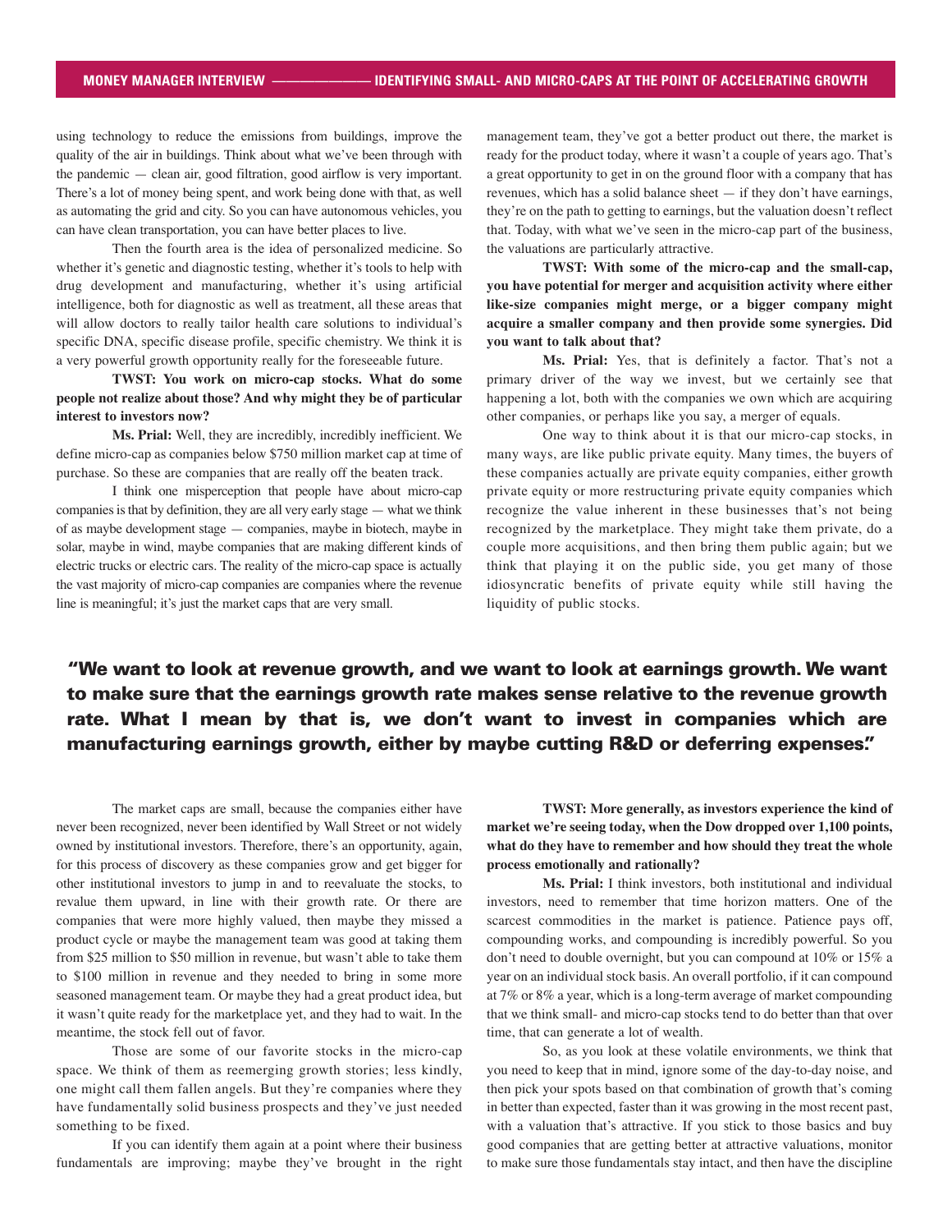using technology to reduce the emissions from buildings, improve the quality of the air in buildings. Think about what we've been through with the pandemic — clean air, good filtration, good airflow is very important. There's a lot of money being spent, and work being done with that, as well as automating the grid and city. So you can have autonomous vehicles, you can have clean transportation, you can have better places to live.

Then the fourth area is the idea of personalized medicine. So whether it's genetic and diagnostic testing, whether it's tools to help with drug development and manufacturing, whether it's using artificial intelligence, both for diagnostic as well as treatment, all these areas that will allow doctors to really tailor health care solutions to individual's specific DNA, specific disease profile, specific chemistry. We think it is a very powerful growth opportunity really for the foreseeable future.

**TWST: You work on micro-cap stocks. What do some people not realize about those? And why might they be of particular interest to investors now?**

**Ms. Prial:** Well, they are incredibly, incredibly inefficient. We define micro-cap as companies below $750 million market cap at time of purchase. So these are companies that are really off the beaten track.

I think one misperception that people have about micro-cap companies is that by definition, they are all very early stage — what we think of as maybe development stage — companies, maybe in biotech, maybe in solar, maybe in wind, maybe companies that are making different kinds of electric trucks or electric cars. The reality of the micro-cap space is actually the vast majority of micro-cap companies are companies where the revenue line is meaningful; it's just the market caps that are very small.

The market caps are small, because the companies either have never been recognized, never been identified by Wall Street or not widely owned by institutional investors. Therefore, there's an opportunity, again, for this process of discovery as these companies grow and get bigger for other institutional investors to jump in and to reevaluate the stocks, to revalue them upward, in line with their growth rate. Or there are companies that were more highly valued, then maybe they missed a product cycle or maybe the management team was good at taking them from $25 million to $50 million in revenue, but wasn't able to take them to $100 million in revenue and they needed to bring in some more seasoned management team. Or maybe they had a great product idea, but it wasn't quite ready for the marketplace yet, and they had to wait. In the meantime, the stock fell out of favor.

Those are some of our favorite stocks in the micro-cap space. We think of them as reemerging growth stories; less kindly, one might call them fallen angels. But they're companies where they have fundamentally solid business prospects and they've just needed something to be fixed.

If you can identify them again at a point where their business fundamentals are improving; maybe they've brought in the right management team, they've got a better product out there, the market is ready for the product today, where it wasn't a couple of years ago. That's a great opportunity to get in on the ground floor with a company that has revenues, which has a solid balance sheet — if they don't have earnings, they're on the path to getting to earnings, but the valuation doesn't reflect that. Today, with what we've seen in the micro-cap part of the business, the valuations are particularly attractive.

**TWST: With some of the micro-cap and the small-cap, you have potential for merger and acquisition activity where either like-size companies might merge, or a bigger company might acquire a smaller company and then provide some synergies. Did you want to talk about that?**

**Ms. Prial:** Yes, that is definitely a factor. That's not a primary driver of the way we invest, but we certainly see that happening a lot, both with the companies we own which are acquiring other companies, or perhaps like you say, a merger of equals.

One way to think about it is that our micro-cap stocks, in many ways, are like public private equity. Many times, the buyers of these companies actually are private equity companies, either growth private equity or more restructuring private equity companies which recognize the value inherent in these businesses that's not being recognized by the marketplace. They might take them private, do a couple more acquisitions, and then bring them public again; but we think that playing it on the public side, you get many of those idiosyncratic benefits of private equity while still having the liquidity of public stocks.

**"We want to look at revenue growth, and we want to look at earnings growth. We want to make sure that the earnings growth rate makes sense relative to the revenue growth rate. What I mean by that is, we don't want to invest in companies which are manufacturing earnings growth, either by maybe cutting R&D or deferring expenses."**

**TWST: More generally, as investors experience the kind of market we're seeing today, when the Dow dropped over 1,100 points, what do they have to remember and how should they treat the whole process emotionally and rationally?**

**Ms. Prial:** I think investors, both institutional and individual investors, need to remember that time horizon matters. One of the scarcest commodities in the market is patience. Patience pays off, compounding works, and compounding is incredibly powerful. So you don't need to double overnight, but you can compound at 10% or 15% a year on an individual stock basis. An overall portfolio, if it can compound at 7% or 8% a year, which is a long-term average of market compounding that we think small- and micro-cap stocks tend to do better than that over time, that can generate a lot of wealth.

So, as you look at these volatile environments, we think that you need to keep that in mind, ignore some of the day-to-day noise, and then pick your spots based on that combination of growth that's coming in better than expected, faster than it was growing in the most recent past, with a valuation that's attractive. If you stick to those basics and buy good companies that are getting better at attractive valuations, monitor to make sure those fundamentals stay intact, and then have the discipline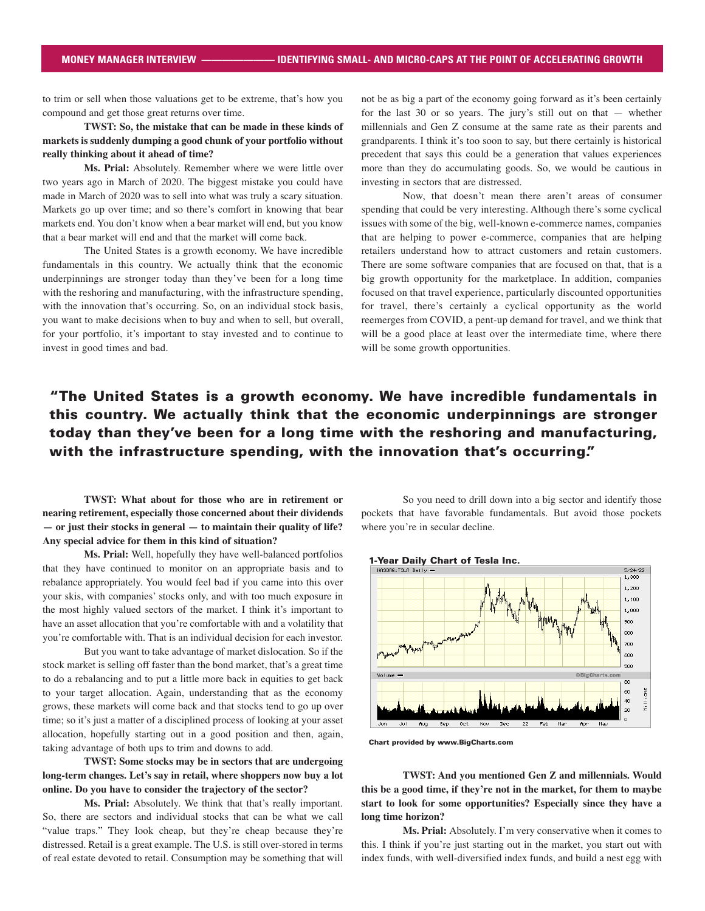to trim or sell when those valuations get to be extreme, that's how you compound and get those great returns over time.

**TWST: So, the mistake that can be made in these kinds of markets is suddenly dumping a good chunk of your portfolio without really thinking about it ahead of time?**

**Ms. Prial:** Absolutely. Remember where we were little over two years ago in March of 2020. The biggest mistake you could have made in March of 2020 was to sell into what was truly a scary situation. Markets go up over time; and so there's comfort in knowing that bear markets end. You don't know when a bear market will end, but you know that a bear market will end and that the market will come back.

The United States is a growth economy. We have incredible fundamentals in this country. We actually think that the economic underpinnings are stronger today than they've been for a long time with the reshoring and manufacturing, with the infrastructure spending, with the innovation that's occurring. So, on an individual stock basis, you want to make decisions when to buy and when to sell, but overall, for your portfolio, it's important to stay invested and to continue to invest in good times and bad.

**TWST: What about for those who are in retirement or nearing retirement, especially those concerned about their dividends — or just their stocks in general — to maintain their quality of life? Any special advice for them in this kind of situation?**

**Ms. Prial:** Well, hopefully they have well-balanced portfolios that they have continued to monitor on an appropriate basis and to rebalance appropriately. You would feel bad if you came into this over your skis, with companies' stocks only, and with too much exposure in the most highly valued sectors of the market. I think it's important to have an asset allocation that you're comfortable with and a volatility that you're comfortable with. That is an individual decision for each investor.

But you want to take advantage of market dislocation. So if the stock market is selling off faster than the bond market, that's a great time to do a rebalancing and to put a little more back in equities to get back to your target allocation. Again, understanding that as the economy grows, these markets will come back and that stocks tend to go up over time; so it's just a matter of a disciplined process of looking at your asset allocation, hopefully starting out in a good position and then, again, taking advantage of both ups to trim and downs to add.

**TWST: Some stocks may be in sectors that are undergoing long-term changes. Let's say in retail, where shoppers now buy a lot online. Do you have to consider the trajectory of the sector?**

**Ms. Prial:** Absolutely. We think that that's really important. So, there are sectors and individual stocks that can be what we call "value traps." They look cheap, but they're cheap because they're distressed. Retail is a great example. The U.S. is still over-stored in terms of real estate devoted to retail. Consumption may be something that will not be as big a part of the economy going forward as it's been certainly for the last 30 or so years. The jury's still out on that — whether millennials and Gen Z consume at the same rate as their parents and grandparents. I think it's too soon to say, but there certainly is historical precedent that says this could be a generation that values experiences more than they do accumulating goods. So, we would be cautious in investing in sectors that are distressed.

Now, that doesn't mean there aren't areas of consumer spending that could be very interesting. Although there's some cyclical issues with some of the big, well-known e-commerce names, companies that are helping to power e-commerce, companies that are helping retailers understand how to attract customers and retain customers. There are some software companies that are focused on that, that is a big growth opportunity for the marketplace. In addition, companies focused on that travel experience, particularly discounted opportunities for travel, there's certainly a cyclical opportunity as the world reemerges from COVID, a pent-up demand for travel, and we think that will be a good place at least over the intermediate time, where there will be some growth opportunities.

So you need to drill down into a big sector and identify those pockets that have favorable fundamentals. But avoid those pockets where you're in secular decline.

**"The United States is a growth economy. We have incredible fundamentals in this country. We actually think that the economic underpinnings are stronger today than they've been for a long time with the reshoring and manufacturing, with the infrastructure spending, with the innovation that's occurring."**

**1-Year Daily Chart of Tesla Inc.**

Chart provided by www.BigCharts.com

**TWST: And you mentioned Gen Z and millennials. Would this be a good time, if they're not in the market, for them to maybe start to look for some opportunities? Especially since they have a long time horizon?**

**Ms. Prial:** Absolutely. I'm very conservative when it comes to this. I think if you're just starting out in the market, you start out with index funds, with well-diversified index funds, and build a nest egg with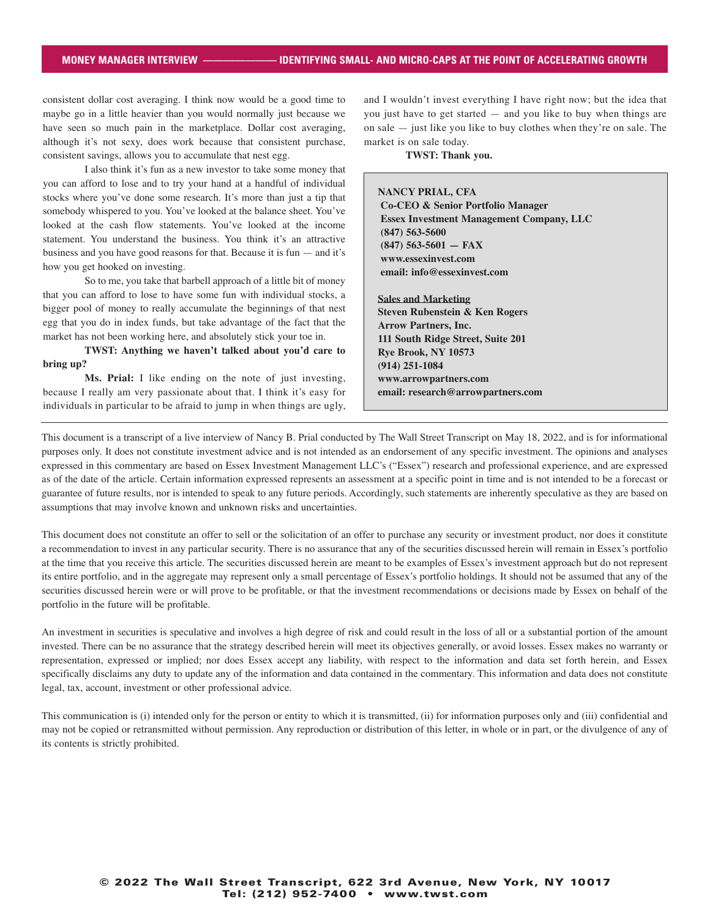consistent dollar cost averaging. I think now would be a good time to maybe go in a little heavier than you would normally just because we have seen so much pain in the marketplace. Dollar cost averaging, although it's not sexy, does work because that consistent purchase, consistent savings, allows you to accumulate that nest egg.

I also think it's fun as a new investor to take some money that you can afford to lose and to try your hand at a handful of individual stocks where you've done some research. It's more than just a tip that somebody whispered to you. You've looked at the balance sheet. You've looked at the cash flow statements. You've looked at the income statement. You understand the business. You think it's an attractive business and you have good reasons for that. Because it is fun — and it's how you get hooked on investing.

So to me, you take that barbell approach of a little bit of money that you can afford to lose to have some fun with individual stocks, a bigger pool of money to really accumulate the beginnings of that nest egg that you do in index funds, but take advantage of the fact that the market has not been working here, and absolutely stick your toe in.

**TWST: Anything we haven't talked about you'd care to bring up?**

**Ms. Prial:** I like ending on the note of just investing, because I really am very passionate about that. I think it's easy for individuals in particular to be afraid to jump in when things are ugly, and I wouldn't invest everything I have right now; but the idea that you just have to get started — and you like to buy when things are on sale — just like you like to buy clothes when they're on sale. The market is on sale today.

**TWST: Thank you.**

**NANCY PRIAL, CFA**
**Co-CEO & Senior Portfolio Manager**
**Essex Investment Management Company, LLC**
**(847) 563-5600**
**(847) 563-5601 — FAX**
**www.essexinvest.com**
**email: info@essexinvest.com**

**Sales and Marketing**
**Steven Rubenstein & Ken Rogers**
**Arrow Partners, Inc.**
**111 South Ridge Street, Suite 201**
**Rye Brook, NY 10573**
**(914) 251-1084**
**www.arrowpartners.com**
**email: research@arrowpartners.com**

---

This document is a transcript of a live interview of Nancy B. Prial conducted by The Wall Street Transcript on May 18, 2022, and is for informational purposes only. It does not constitute investment advice and is not intended as an endorsement of any specific investment. The opinions and analyses expressed in this commentary are based on Essex Investment Management LLC's ("Essex") research and professional experience, and are expressed as of the date of the article. Certain information expressed represents an assessment at a specific point in time and is not intended to be a forecast or guarantee of future results, nor is intended to speak to any future periods. Accordingly, such statements are inherently speculative as they are based on assumptions that may involve known and unknown risks and uncertainties.

This document does not constitute an offer to sell or the solicitation of an offer to purchase any security or investment product, nor does it constitute a recommendation to invest in any particular security. There is no assurance that any of the securities discussed herein will remain in Essex's portfolio at the time that you receive this article. The securities discussed herein are meant to be examples of Essex's investment approach but do not represent its entire portfolio, and in the aggregate may represent only a small percentage of Essex's portfolio holdings. It should not be assumed that any of the securities discussed herein were or will prove to be profitable, or that the investment recommendations or decisions made by Essex on behalf of the portfolio in the future will be profitable.

An investment in securities is speculative and involves a high degree of risk and could result in the loss of all or a substantial portion of the amount invested. There can be no assurance that the strategy described herein will meet its objectives generally, or avoid losses. Essex makes no warranty or representation, expressed or implied; nor does Essex accept any liability, with respect to the information and data set forth herein, and Essex specifically disclaims any duty to update any of the information and data contained in the commentary. This information and data does not constitute legal, tax, account, investment or other professional advice.

This communication is (i) intended only for the person or entity to which it is transmitted, (ii) for information purposes only and (iii) confidential and may not be copied or retransmitted without permission. Any reproduction or distribution of this letter, in whole or in part, or the divulgence of any of its contents is strictly prohibited.

**© 2022 The Wall Street Transcript, 622 3rd Avenue, New York, NY 10017**
**Tel: (212) 952-7400 • www.twst.com**